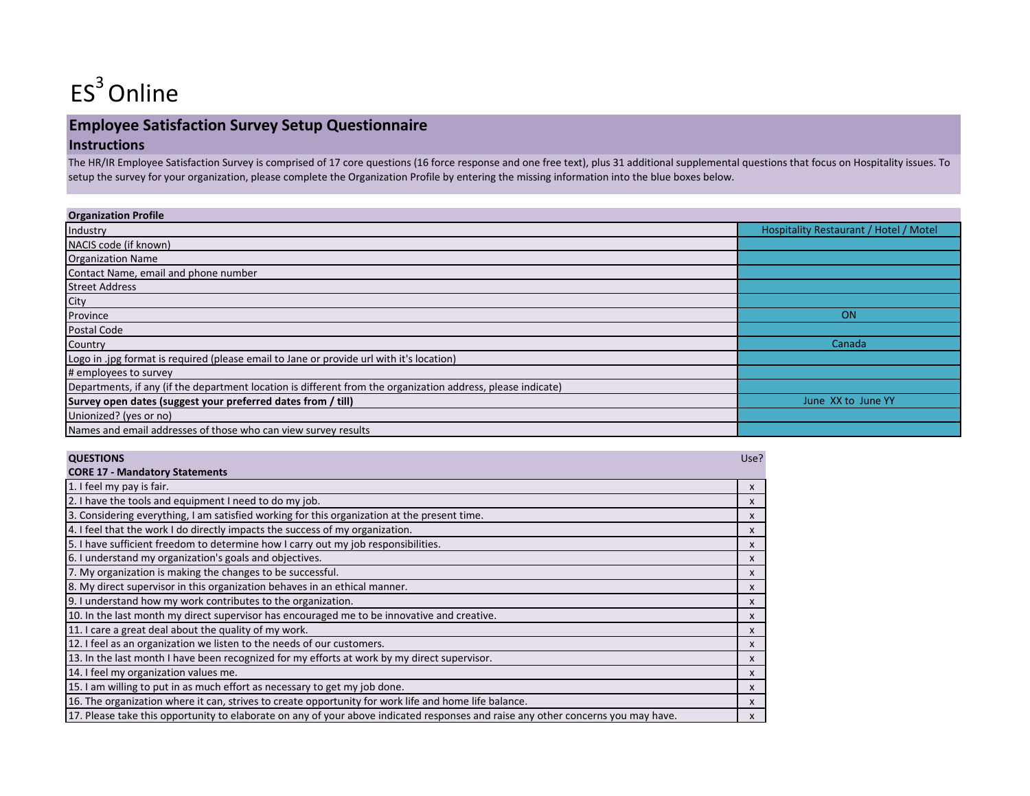# $ES^3$ Online

## Employee Satisfaction Survey Setup Questionnaire

### Instructions

The HR/IR Employee Satisfaction Survey is comprised of 17 core questions (16 force response and one free text), plus 31 additional supplemental questions that focus on Hospitality issues. To setup the survey for your organization, please complete the Organization Profile by entering the missing information into the blue boxes below.

| Organization Profile | |
|---|---|
| Industry | Hospitality Restaurant / Hotel / Motel |
| NACIS code (if known) | |
| Organization Name | |
| Contact Name, email and phone number | |
| Street Address | |
| City | |
| Province | ON |
| Postal Code | |
| Country | Canada |
| Logo in .jpg format is required (please email to Jane or provide url with it's location) | |
| # employees to survey | |
| Departments, if any (if the department location is different from the organization address, please indicate) | |
| **Survey open dates (suggest your preferred dates from / till)** | June XX to June YY |
| Unionized? (yes or no) | |
| Names and email addresses of those who can view survey results | |

| **QUESTIONS** | Use? |
|---|---|
| **CORE 17 - Mandatory Statements** | |
| 1. I feel my pay is fair. | x |
| 2. I have the tools and equipment I need to do my job. | x |
| 3. Considering everything, I am satisfied working for this organization at the present time. | x |
| 4. I feel that the work I do directly impacts the success of my organization. | x |
| 5. I have sufficient freedom to determine how I carry out my job responsibilities. | x |
| 6. I understand my organization's goals and objectives. | x |
| 7. My organization is making the changes to be successful. | x |
| 8. My direct supervisor in this organization behaves in an ethical manner. | x |
| 9. I understand how my work contributes to the organization. | x |
| 10. In the last month my direct supervisor has encouraged me to be innovative and creative. | x |
| 11. I care a great deal about the quality of my work. | x |
| 12. I feel as an organization we listen to the needs of our customers. | x |
| 13. In the last month I have been recognized for my efforts at work by my direct supervisor. | x |
| 14. I feel my organization values me. | x |
| 15. I am willing to put in as much effort as necessary to get my job done. | x |
| 16. The organization where it can, strives to create opportunity for work life and home life balance. | x |
| 17. Please take this opportunity to elaborate on any of your above indicated responses and raise any other concerns you may have. | x |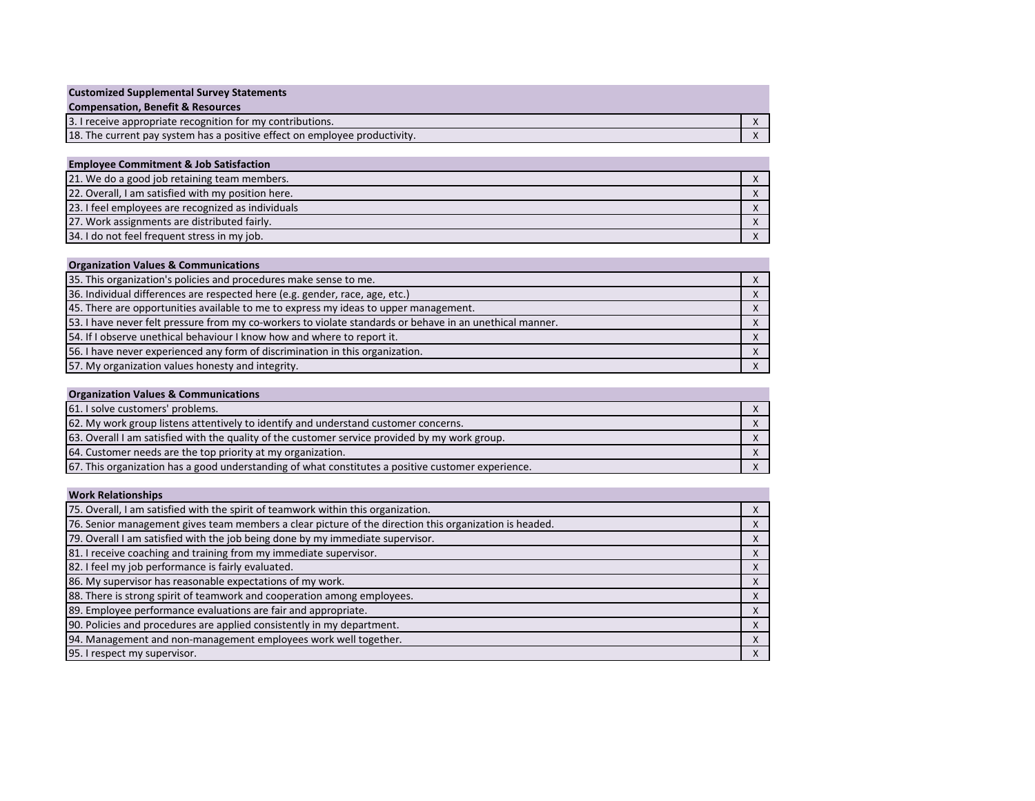**Customized Supplemental Survey Statements**

**Compensation, Benefit & Resources**

| | |
|---|---|
| 3. I receive appropriate recognition for my contributions. | X |
| 18. The current pay system has a positive effect on employee productivity. | X |

**Employee Commitment & Job Satisfaction**

| | |
|---|---|
| 21. We do a good job retaining team members. | X |
| 22. Overall, I am satisfied with my position here. | X |
| 23. I feel employees are recognized as individuals | X |
| 27. Work assignments are distributed fairly. | X |
| 34. I do not feel frequent stress in my job. | X |

**Organization Values & Communications**

| | |
|---|---|
| 35. This organization's policies and procedures make sense to me. | X |
| 36. Individual differences are respected here (e.g. gender, race, age, etc.) | X |
| 45. There are opportunities available to me to express my ideas to upper management. | X |
| 53. I have never felt pressure from my co-workers to violate standards or behave in an unethical manner. | X |
| 54. If I observe unethical behaviour I know how and where to report it. | X |
| 56. I have never experienced any form of discrimination in this organization. | X |
| 57. My organization values honesty and integrity. | X |

**Organization Values & Communications**

| | |
|---|---|
| 61. I solve customers' problems. | X |
| 62. My work group listens attentively to identify and understand customer concerns. | X |
| 63. Overall I am satisfied with the quality of the customer service provided by my work group. | X |
| 64. Customer needs are the top priority at my organization. | X |
| 67. This organization has a good understanding of what constitutes a positive customer experience. | X |

**Work Relationships**

| | |
|---|---|
| 75. Overall, I am satisfied with the spirit of teamwork within this organization. | X |
| 76. Senior management gives team members a clear picture of the direction this organization is headed. | X |
| 79. Overall I am satisfied with the job being done by my immediate supervisor. | X |
| 81. I receive coaching and training from my immediate supervisor. | X |
| 82. I feel my job performance is fairly evaluated. | X |
| 86. My supervisor has reasonable expectations of my work. | X |
| 88. There is strong spirit of teamwork and cooperation among employees. | X |
| 89. Employee performance evaluations are fair and appropriate. | X |
| 90. Policies and procedures are applied consistently in my department. | X |
| 94. Management and non-management employees work well together. | X |
| 95. I respect my supervisor. | X |